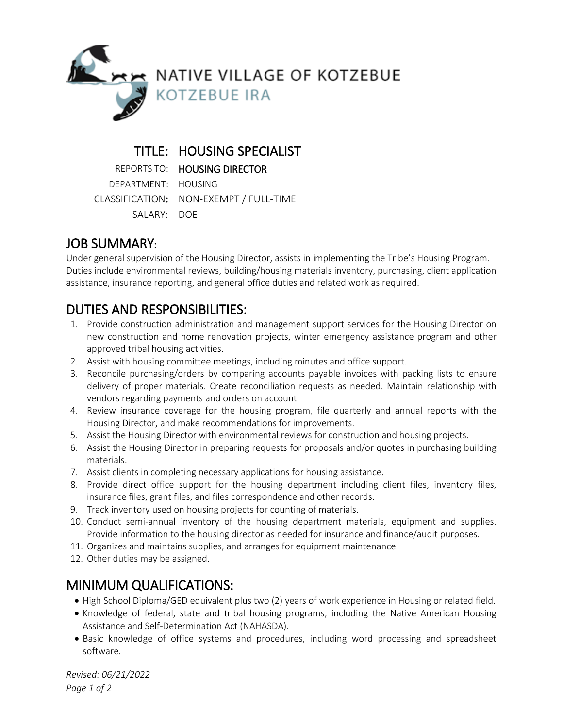NATIVE VILLAGE OF KOTZEBUE
KOTZEBUE IRA

# TITLE: HOUSING SPECIALIST

REPORTS TO: **HOUSING DIRECTOR**
DEPARTMENT: HOUSING
CLASSIFICATION: NON-EXEMPT / FULL-TIME
SALARY: DOE

## JOB SUMMARY:

Under general supervision of the Housing Director, assists in implementing the Tribe's Housing Program. Duties include environmental reviews, building/housing materials inventory, purchasing, client application assistance, insurance reporting, and general office duties and related work as required.

## DUTIES AND RESPONSIBILITIES:

1. Provide construction administration and management support services for the Housing Director on new construction and home renovation projects, winter emergency assistance program and other approved tribal housing activities.
2. Assist with housing committee meetings, including minutes and office support.
3. Reconcile purchasing/orders by comparing accounts payable invoices with packing lists to ensure delivery of proper materials. Create reconciliation requests as needed. Maintain relationship with vendors regarding payments and orders on account.
4. Review insurance coverage for the housing program, file quarterly and annual reports with the Housing Director, and make recommendations for improvements.
5. Assist the Housing Director with environmental reviews for construction and housing projects.
6. Assist the Housing Director in preparing requests for proposals and/or quotes in purchasing building materials.
7. Assist clients in completing necessary applications for housing assistance.
8. Provide direct office support for the housing department including client files, inventory files, insurance files, grant files, and files correspondence and other records.
9. Track inventory used on housing projects for counting of materials.
10. Conduct semi-annual inventory of the housing department materials, equipment and supplies. Provide information to the housing director as needed for insurance and finance/audit purposes.
11. Organizes and maintains supplies, and arranges for equipment maintenance.
12. Other duties may be assigned.

## MINIMUM QUALIFICATIONS:

- High School Diploma/GED equivalent plus two (2) years of work experience in Housing or related field.
- Knowledge of federal, state and tribal housing programs, including the Native American Housing Assistance and Self-Determination Act (NAHASDA).
- Basic knowledge of office systems and procedures, including word processing and spreadsheet software.

*Revised: 06/21/2022*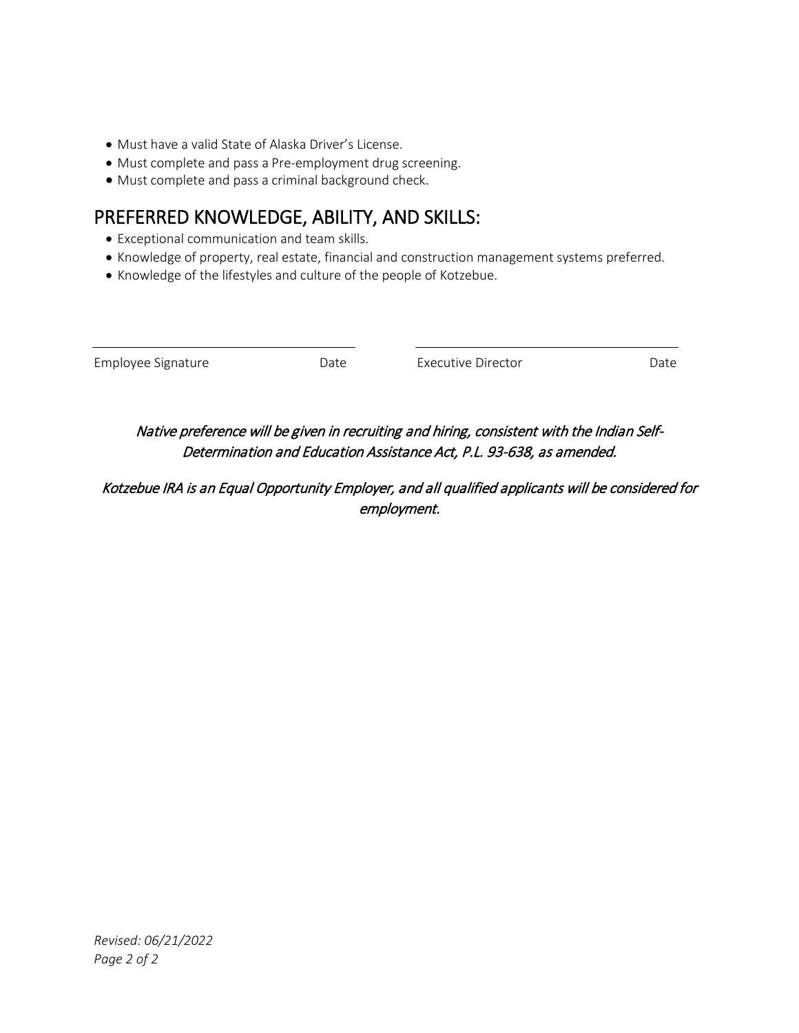- Must have a valid State of Alaska Driver's License.
- Must complete and pass a Pre-employment drug screening.
- Must complete and pass a criminal background check.

## PREFERRED KNOWLEDGE, ABILITY, AND SKILLS:

- Exceptional communication and team skills.
- Knowledge of property, real estate, financial and construction management systems preferred.
- Knowledge of the lifestyles and culture of the people of Kotzebue.

| | | | |
|---|---|---|---|
| Employee Signature | Date | Executive Director | Date |

*Native preference will be given in recruiting and hiring, consistent with the Indian Self-Determination and Education Assistance Act, P.L. 93-638, as amended.*

*Kotzebue IRA is an Equal Opportunity Employer, and all qualified applicants will be considered for employment.*

*Revised: 06/21/2022*